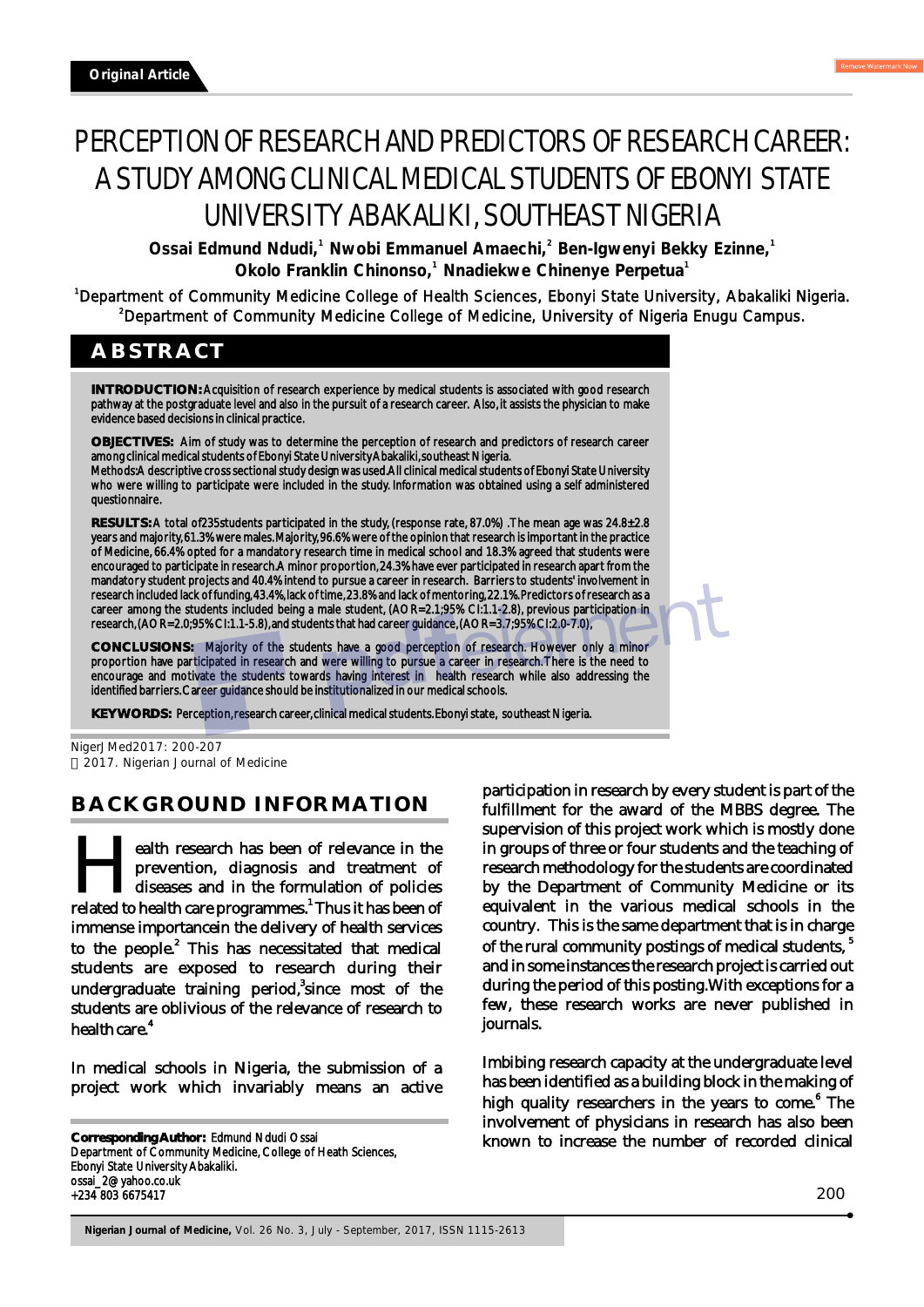Original Article

# PERCEPTION OF RESEARCH AND PREDICTORS OF RESEARCH CAREER: A STUDY AMONG CLINICAL MEDICAL STUDENTS OF EBONYI STATE UNIVERSITY ABAKALIKI, SOUTHEAST NIGERIA

**Ossai Edmund Ndudi,[1] Nwobi Emmanuel Amaechi,[2] Ben-Igwenyi Bekky Ezinne,[1] Okolo Franklin Chinonso,[1] Nnadiekwe Chinenye Perpetua[1]**

[1]Department of Community Medicine College of Health Sciences, Ebonyi State University, Abakaliki Nigeria.
[2]Department of Community Medicine College of Medicine, University of Nigeria Enugu Campus.

## ABSTRACT

**INTRODUCTION:** Acquisition of research experience by medical students is associated with good research pathway at the postgraduate level and also in the pursuit of a research career. Also, it assists the physician to make evidence based decisions in clinical practice.

**OBJECTIVES:** Aim of study was to determine the perception of research and predictors of research career among clinical medical students of Ebonyi State University Abakaliki, southeast Nigeria.
Methods: A descriptive cross sectional study design was used. All clinical medical students of Ebonyi State University who were willing to participate were included in the study. Information was obtained using a self administered questionnaire.

**RESULTS:** A total of 235 students participated in the study, (response rate, 87.0%). The mean age was 24.8±2.8 years and majority, 61.3% were males. Majority, 96.6% were of the opinion that research is important in the practice of Medicine, 66.4% opted for a mandatory research time in medical school and 18.3% agreed that students were encouraged to participate in research. A minor proportion, 24.3% have ever participated in research apart from the mandatory student projects and 40.4% intend to pursue a career in research. Barriers to students' involvement in research included lack of funding, 43.4%, lack of time, 23.8% and lack of mentoring, 22.1%. Predictors of research as a career among the students included being a male student, (AOR=2.1; 95% CI:1.1-2.8), previous participation in research, (AOR=2.0; 95% CI:1.1-5.8), and students that had career guidance, (AOR=3.7; 95% CI:2.0-7.0).

**CONCLUSIONS:** Majority of the students have a good perception of research. However only a minor proportion have participated in research and were willing to pursue a career in research. There is the need to encourage and motivate the students towards having interest in health research while also addressing the identified barriers. Career guidance should be institutionalized in our medical schools.

**KEYWORDS:** Perception, research career, clinical medical students. Ebonyi state, southeast Nigeria.

NigerJMed2017: 200-207
2017. Nigerian Journal of Medicine

## BACKGROUND INFORMATION

Health research has been of relevance in the prevention, diagnosis and treatment of diseases and in the formulation of policies related to health care programmes.[1] Thus it has been of immense importance in the delivery of health services to the people.[2] This has necessitated that medical students are exposed to research during their undergraduate training period,[3] since most of the students are oblivious of the relevance of research to health care.[4]

In medical schools in Nigeria, the submission of a project work which invariably means an active participation in research by every student is part of the fulfillment for the award of the MBBS degree. The supervision of this project work which is mostly done in groups of three or four students and the teaching of research methodology for the students are coordinated by the Department of Community Medicine or its equivalent in the various medical schools in the country. This is the same department that is in charge of the rural community postings of medical students,[5] and in some instances the research project is carried out during the period of this posting. With exceptions for a few, these research works are never published in journals.

Imbibing research capacity at the undergraduate level has been identified as a building block in the making of high quality researchers in the years to come.[6] The involvement of physicians in research has also been known to increase the number of recorded clinical

**Corresponding Author:** Edmund Ndudi Ossai
Department of Community Medicine, College of Heath Sciences,
Ebonyi State University Abakaliki.
ossai_2@yahoo.co.uk
+234 803 6675417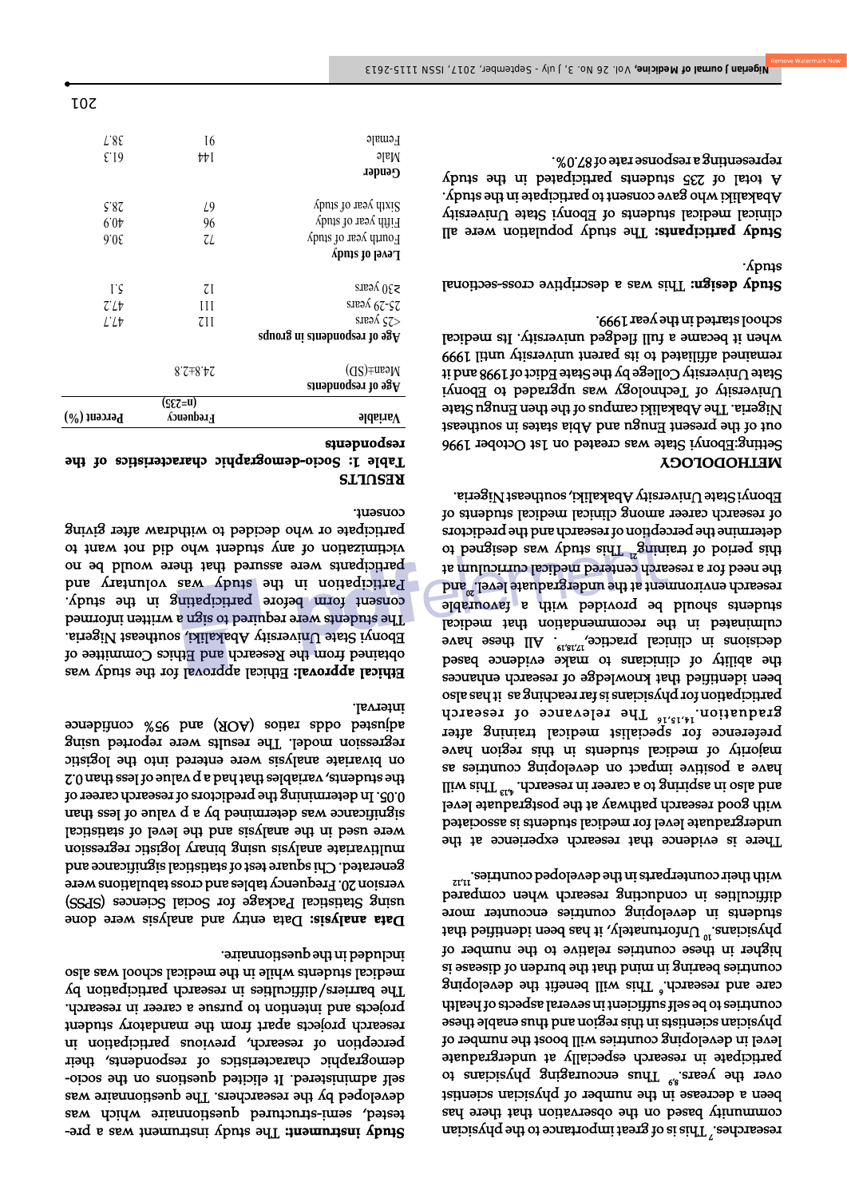researches.[7] This is of great importance to the physician community based on the observation that there has been a decrease in the number of physician scientist over the years.[8,9] Thus encouraging physicians to participate in research especially at undergraduate level in developing countries will boost the number of physician scientists in this region and thus enable these countries to be self sufficient in several aspects of health care and research. This will benefit the developing countries bearing in mind that the burden of disease is higher in these countries relative to the number of physicians.[10] Unfortunately, it has been identified that students in developing countries encounter more difficulties in conducting research when compared with their counterparts in the developed countries.[11,12]

There is evidence that research experience at the undergraduate level for medical students is associated with good research pathway at the postgraduate level and also in aspiring to a career in research.[4,13] This will have a positive impact on developing countries as majority of medical students in this region have preference for specialist medical training after graduation.[14,15,16] The relevance of research participation for physicians is far reaching as it has also been identified that knowledge of research enhances the ability of clinicians to make evidence based decisions in clinical practice.[17,18,19] All these have culminated in the recommendation that medical students should be provided with a favourable research environment at the undergraduate level,[20] and the need for a research centered medical curriculum at this period of training.[21] This study was designed to determine the perception of research and the predictors of research career among clinical medical students of Ebonyi State University Abakaliki, southeast Nigeria.

# METHODOLOGY

**Setting:** Ebonyi State was created on 1st October 1996 out of the present Enugu and Abia states in southeast Nigeria. The Abakaliki campus of the then Enugu State University of Technology was upgraded to Ebonyi State University College by the State Edict of 1998 and it remained affiliated to its parent university until 1999 when it became a full fledged university. Its medical school started in the year 1999.

**Study design:** This was a descriptive cross-sectional study.

**Study participants:** The study population were all clinical medical students of Ebonyi State University Abakaliki who gave consent to participate in the study. A total of 235 students participated in the study representing a response rate of 87.0%.

**Study instrument:** The study instrument was a pre-tested, semi-structured questionnaire which was developed by the researchers. The questionnaire was self administered. It elicited questions on the socio-demographic characteristics of respondents, their perception of research, previous participation in research projects apart from the mandatory student projects and intention to pursue a career in research. The barriers/difficulties in research participation by medical students while in the medical school was also included in the questionnaire.

**Data analysis:** Data entry and analysis were done using Statistical Package for Social Sciences (SPSS) version 20. Frequency tables and cross tabulations were generated. Chi square test of statistical significance and multivariate analysis using binary logistic regression were used in the analysis and the level of statistical significance was determined by a p value of less than 0.05. In determining the predictors of research career of the students, variables that had a p value of less than 0.2 on bivariate analysis were entered into the logistic regression model. The results were reported using adjusted odds ratios (AOR) and 95% confidence interval.

**Ethical approval:** Ethical approval for the study was obtained from the Research and Ethics Committee of Ebonyi State University Abakaliki, southeast Nigeria. The students were required to sign a written informed consent form before participating in the study. Participation in the study was voluntary and participants were assured that there would be no victimization of any student who did not want to participate or who decided to withdraw after giving consent.

# RESULTS

**Table 1: Socio-demographic characteristics of the respondents**

| Variable | Frequency (n=235) | Percent (%) |
|---|---|---|
| **Age of respondents** | | |
| Mean±(SD) | 24.8±2.8 | |
| **Age of respondents in groups** | | |
| <25 years | 112 | 47.7 |
| 25-29 years | 111 | 47.2 |
| ≥30 years | 12 | 5.1 |
| **Level of study** | | |
| Fourth year of study | 72 | 30.6 |
| Fifth year of study | 96 | 40.9 |
| Sixth year of study | 67 | 28.5 |
| **Gender** | | |
| Male | 144 | 61.3 |
| Female | 91 | 38.7 |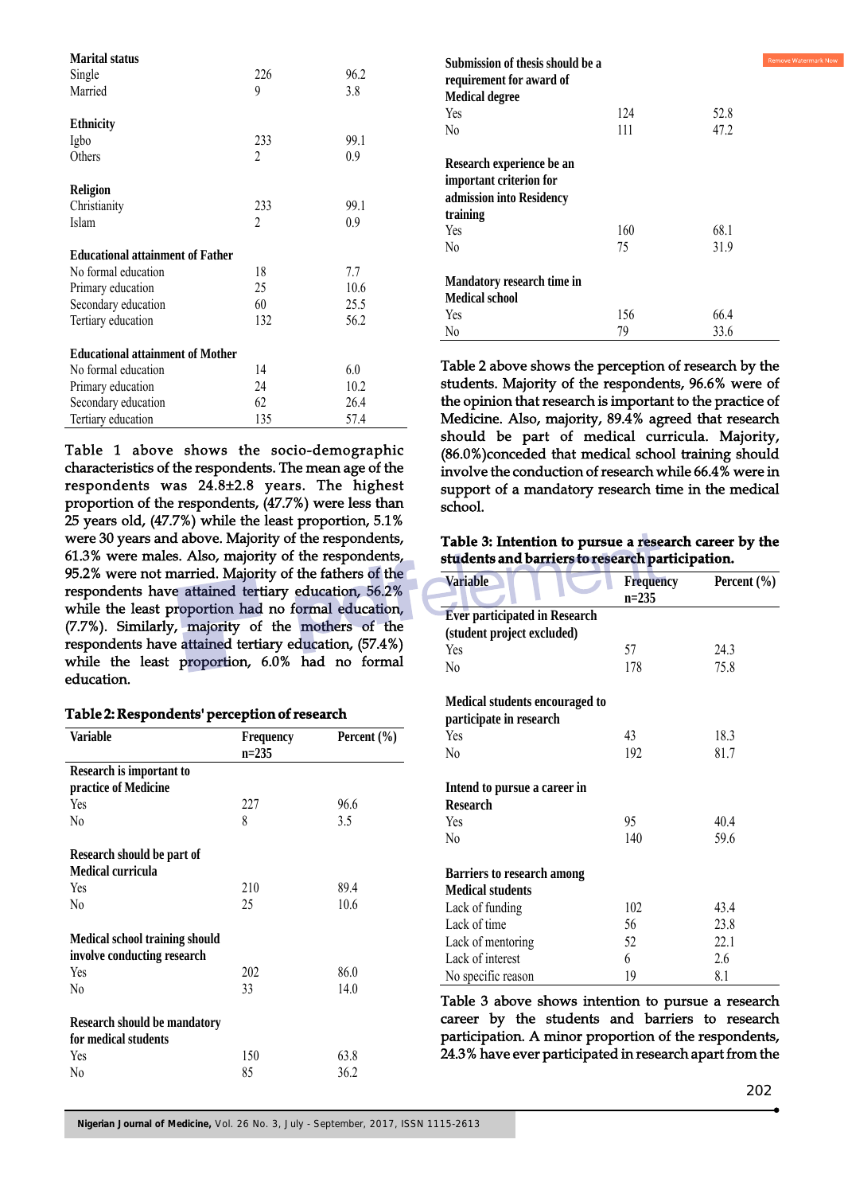| | | |
|---|---|---|
| **Marital status** | | |
| Single | 226 | 96.2 |
| Married | 9 | 3.8 |
| **Ethnicity** | | |
| Igbo | 233 | 99.1 |
| Others | 2 | 0.9 |
| **Religion** | | |
| Christianity | 233 | 99.1 |
| Islam | 2 | 0.9 |
| **Educational attainment of Father** | | |
| No formal education | 18 | 7.7 |
| Primary education | 25 | 10.6 |
| Secondary education | 60 | 25.5 |
| Tertiary education | 132 | 56.2 |
| **Educational attainment of Mother** | | |
| No formal education | 14 | 6.0 |
| Primary education | 24 | 10.2 |
| Secondary education | 62 | 26.4 |
| Tertiary education | 135 | 57.4 |

Table 1 above shows the socio-demographic characteristics of the respondents. The mean age of the respondents was 24.8±2.8 years. The highest proportion of the respondents, (47.7%) were less than 25 years old, (47.7%) while the least proportion, 5.1% were 30 years and above. Majority of the respondents, 61.3% were males. Also, majority of the respondents, 95.2% were not married. Majority of the fathers of the respondents have attained tertiary education, 56.2% while the least proportion had no formal education, (7.7%). Similarly, majority of the mothers of the respondents have attained tertiary education, (57.4%) while the least proportion, 6.0% had no formal education.

**Table 2: Respondents' perception of research**

| Variable | Frequency n=235 | Percent (%) |
|---|---|---|
| **Research is important to practice of Medicine** | | |
| Yes | 227 | 96.6 |
| No | 8 | 3.5 |
| **Research should be part of Medical curricula** | | |
| Yes | 210 | 89.4 |
| No | 25 | 10.6 |
| **Medical school training should involve conducting research** | | |
| Yes | 202 | 86.0 |
| No | 33 | 14.0 |
| **Research should be mandatory for medical students** | | |
| Yes | 150 | 63.8 |
| No | 85 | 36.2 |
| **Submission of thesis should be a requirement for award of Medical degree** | | |
| Yes | 124 | 52.8 |
| No | 111 | 47.2 |
| **Research experience be an important criterion for admission into Residency training** | | |
| Yes | 160 | 68.1 |
| No | 75 | 31.9 |
| **Mandatory research time in Medical school** | | |
| Yes | 156 | 66.4 |
| No | 79 | 33.6 |

Table 2 above shows the perception of research by the students. Majority of the respondents, 96.6% were of the opinion that research is important to the practice of Medicine. Also, majority, 89.4% agreed that research should be part of medical curricula. Majority, (86.0%)conceded that medical school training should involve the conduction of research while 66.4% were in support of a mandatory research time in the medical school.

**Table 3: Intention to pursue a research career by the students and barriers to research participation.**

| Variable | Frequency n=235 | Percent (%) |
|---|---|---|
| **Ever participated in Research (student project excluded)** | | |
| Yes | 57 | 24.3 |
| No | 178 | 75.8 |
| **Medical students encouraged to participate in research** | | |
| Yes | 43 | 18.3 |
| No | 192 | 81.7 |
| **Intend to pursue a career in Research** | | |
| Yes | 95 | 40.4 |
| No | 140 | 59.6 |
| **Barriers to research among Medical students** | | |
| Lack of funding | 102 | 43.4 |
| Lack of time | 56 | 23.8 |
| Lack of mentoring | 52 | 22.1 |
| Lack of interest | 6 | 2.6 |
| No specific reason | 19 | 8.1 |

Table 3 above shows intention to pursue a research career by the students and barriers to research participation. A minor proportion of the respondents, 24.3% have ever participated in research apart from the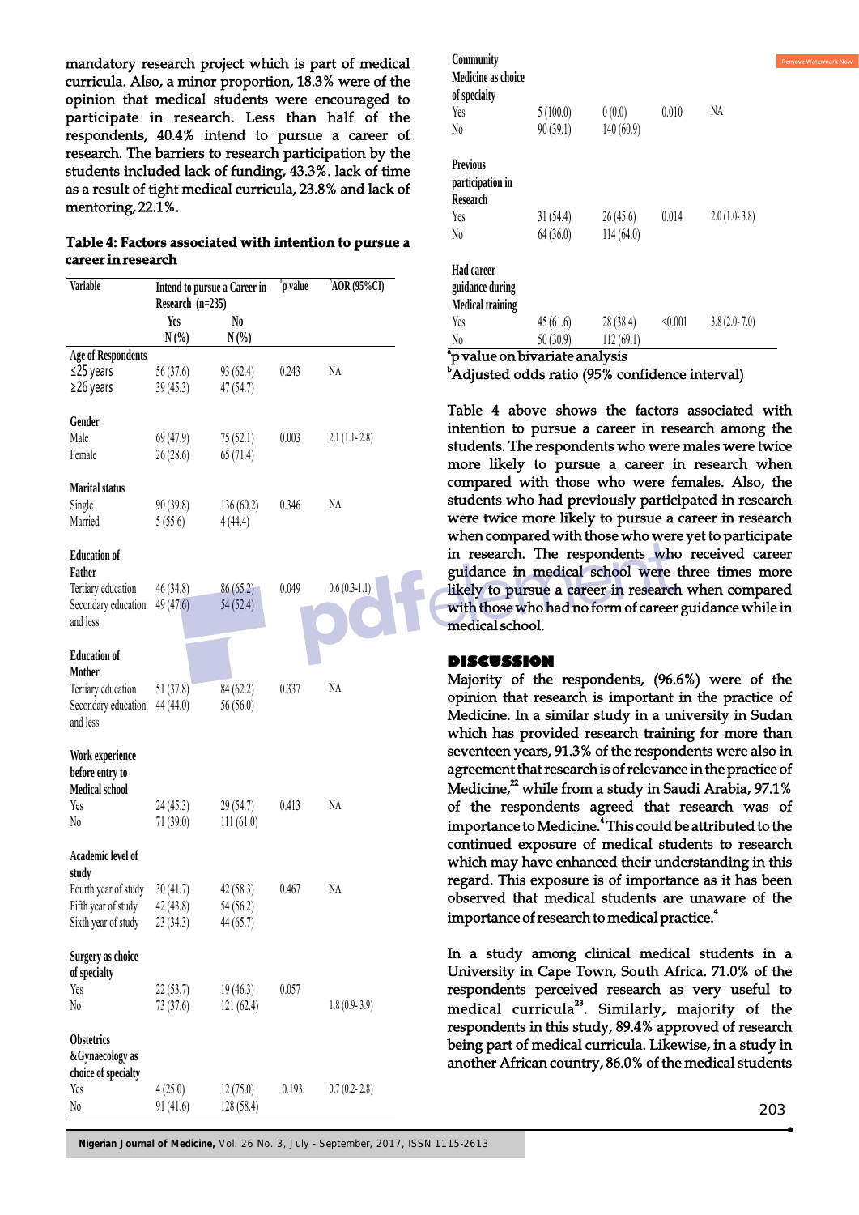mandatory research project which is part of medical curricula. Also, a minor proportion, 18.3% were of the opinion that medical students were encouraged to participate in research. Less than half of the respondents, 40.4% intend to pursue a career of research. The barriers to research participation by the students included lack of funding, 43.3%. lack of time as a result of tight medical curricula, 23.8% and lack of mentoring, 22.1%.

**Table 4: Factors associated with intention to pursue a career in research**

| Variable | Intend to pursue a Career in Research (n=235) | | [a]p value | [b]AOR (95%CI) |
|---|---|---|---|---|
| | Yes N (%) | No N (%) | | |
| **Age of Respondents** | | | | |
| ≤25 years | 56 (37.6) | 93 (62.4) | 0.243 | NA |
| ≥26 years | 39 (45.3) | 47 (54.7) | | |
| **Gender** | | | | |
| Male | 69 (47.9) | 75 (52.1) | 0.003 | 2.1 (1.1- 2.8) |
| Female | 26 (28.6) | 65 (71.4) | | |
| **Marital status** | | | | |
| Single | 90 (39.8) | 136 (60.2) | 0.346 | NA |
| Married | 5 (55.6) | 4 (44.4) | | |
| **Education of Father** | | | | |
| Tertiary education | 46 (34.8) | 86 (65.2) | 0.049 | 0.6 (0.3-1.1) |
| Secondary education and less | 49 (47.6) | 54 (52.4) | | |
| **Education of Mother** | | | | |
| Tertiary education | 51 (37.8) | 84 (62.2) | 0.337 | NA |
| Secondary education and less | 44 (44.0) | 56 (56.0) | | |
| **Work experience before entry to Medical school** | | | | |
| Yes | 24 (45.3) | 29 (54.7) | 0.413 | NA |
| No | 71 (39.0) | 111 (61.0) | | |
| **Academic level of study** | | | | |
| Fourth year of study | 30 (41.7) | 42 (58.3) | 0.467 | NA |
| Fifth year of study | 42 (43.8) | 54 (56.2) | | |
| Sixth year of study | 23 (34.3) | 44 (65.7) | | |
| **Surgery as choice of specialty** | | | | |
| Yes | 22 (53.7) | 19 (46.3) | 0.057 | |
| No | 73 (37.6) | 121 (62.4) | | 1.8 (0.9- 3.9) |
| **Obstetrics &Gynaecology as choice of specialty** | | | | |
| Yes | 4 (25.0) | 12 (75.0) | 0.193 | 0.7 (0.2- 2.8) |
| No | 91 (41.6) | 128 (58.4) | | |
| **Community Medicine as choice of specialty** | | | | |
| Yes | 5 (100.0) | 0 (0.0) | 0.010 | NA |
| No | 90 (39.1) | 140 (60.9) | | |
| **Previous participation in Research** | | | | |
| Yes | 31 (54.4) | 26 (45.6) | 0.014 | 2.0 (1.0- 3.8) |
| No | 64 (36.0) | 114 (64.0) | | |
| **Had career guidance during Medical training** | | | | |
| Yes | 45 (61.6) | 28 (38.4) | <0.001 | 3.8 (2.0- 7.0) |
| No | 50 (30.9) | 112 (69.1) | | |

[a]p value on bivariate analysis
[b]Adjusted odds ratio (95% confidence interval)

Table 4 above shows the factors associated with intention to pursue a career in research among the students. The respondents who were males were twice more likely to pursue a career in research when compared with those who were females. Also, the students who had previously participated in research were twice more likely to pursue a career in research when compared with those who were yet to participate in research. The respondents who received career guidance in medical school were three times more likely to pursue a career in research when compared with those who had no form of career guidance while in medical school.

## DISCUSSION

Majority of the respondents, (96.6%) were of the opinion that research is important in the practice of Medicine. In a similar study in a university in Sudan which has provided research training for more than seventeen years, 91.3% of the respondents were also in agreement that research is of relevance in the practice of Medicine,[22] while from a study in Saudi Arabia, 97.1% of the respondents agreed that research was of importance to Medicine.[4] This could be attributed to the continued exposure of medical students to research which may have enhanced their understanding in this regard. This exposure is of importance as it has been observed that medical students are unaware of the importance of research to medical practice.[4]

In a study among clinical medical students in a University in Cape Town, South Africa. 71.0% of the respondents perceived research as very useful to medical curricula[23]. Similarly, majority of the respondents in this study, 89.4% approved of research being part of medical curricula. Likewise, in a study in another African country, 86.0% of the medical students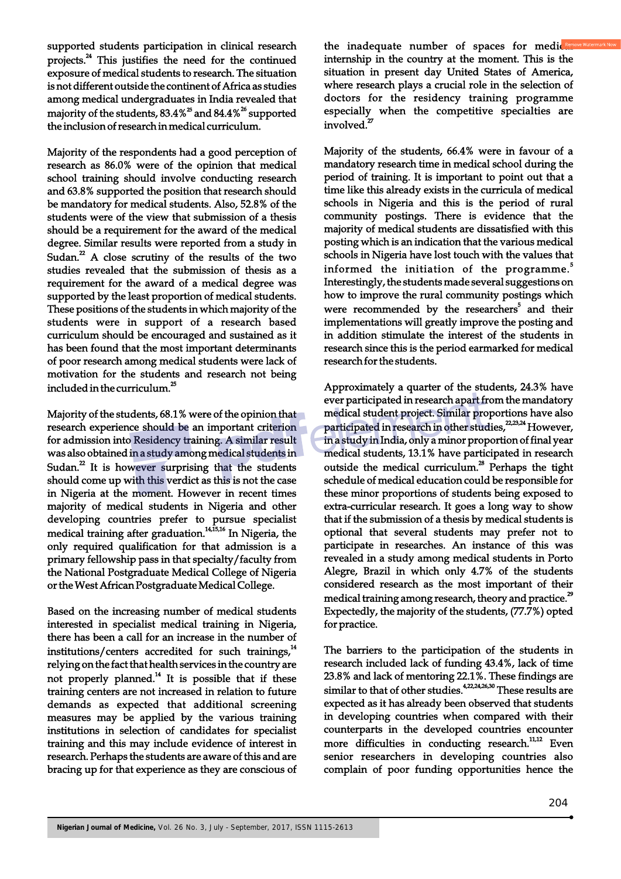supported students participation in clinical research projects.[24] This justifies the need for the continued exposure of medical students to research. The situation is not different outside the continent of Africa as studies among medical undergraduates in India revealed that majority of the students, 83.4%[25] and 84.4%[26] supported the inclusion of research in medical curriculum.

Majority of the respondents had a good perception of research as 86.0% were of the opinion that medical school training should involve conducting research and 63.8% supported the position that research should be mandatory for medical students. Also, 52.8% of the students were of the view that submission of a thesis should be a requirement for the award of the medical degree. Similar results were reported from a study in Sudan.[22] A close scrutiny of the results of the two studies revealed that the submission of thesis as a requirement for the award of a medical degree was supported by the least proportion of medical students. These positions of the students in which majority of the students were in support of a research based curriculum should be encouraged and sustained as it has been found that the most important determinants of poor research among medical students were lack of motivation for the students and research not being included in the curriculum.[25]

Majority of the students, 68.1% were of the opinion that research experience should be an important criterion for admission into Residency training. A similar result was also obtained in a study among medical students in Sudan.[22] It is however surprising that the students should come up with this verdict as this is not the case in Nigeria at the moment. However in recent times majority of medical students in Nigeria and other developing countries prefer to pursue specialist medical training after graduation.[14,15,16] In Nigeria, the only required qualification for that admission is a primary fellowship pass in that specialty/faculty from the National Postgraduate Medical College of Nigeria or the West African Postgraduate Medical College.

Based on the increasing number of medical students interested in specialist medical training in Nigeria, there has been a call for an increase in the number of institutions/centers accredited for such trainings,[14] relying on the fact that health services in the country are not properly planned.[14] It is possible that if these training centers are not increased in relation to future demands as expected that additional screening measures may be applied by the various training institutions in selection of candidates for specialist training and this may include evidence of interest in research. Perhaps the students are aware of this and are bracing up for that experience as they are conscious of the inadequate number of spaces for medical internship in the country at the moment. This is the situation in present day United States of America, where research plays a crucial role in the selection of doctors for the residency training programme especially when the competitive specialties are involved.[27]

Majority of the students, 66.4% were in favour of a mandatory research time in medical school during the period of training. It is important to point out that a time like this already exists in the curricula of medical schools in Nigeria and this is the period of rural community postings. There is evidence that the majority of medical students are dissatisfied with this posting which is an indication that the various medical schools in Nigeria have lost touch with the values that informed the initiation of the programme.[5] Interestingly, the students made several suggestions on how to improve the rural community postings which were recommended by the researchers[5] and their implementations will greatly improve the posting and in addition stimulate the interest of the students in research since this is the period earmarked for medical research for the students.

Approximately a quarter of the students, 24.3% have ever participated in research apart from the mandatory medical student project. Similar proportions have also participated in research in other studies.[22,23,24] However, in a study in India, only a minor proportion of final year medical students, 13.1% have participated in research outside the medical curriculum.[28] Perhaps the tight schedule of medical education could be responsible for these minor proportions of students being exposed to extra-curricular research. It goes a long way to show that if the submission of a thesis by medical students is optional that several students may prefer not to participate in researches. An instance of this was revealed in a study among medical students in Porto Alegre, Brazil in which only 4.7% of the students considered research as the most important of their medical training among research, theory and practice.[29] Expectedly, the majority of the students, (77.7%) opted for practice.

The barriers to the participation of the students in research included lack of funding 43.4%, lack of time 23.8% and lack of mentoring 22.1%. These findings are similar to that of other studies.[4,22,24,26,30] These results are expected as it has already been observed that students in developing countries when compared with their counterparts in the developed countries encounter more difficulties in conducting research.[11,12] Even senior researchers in developing countries also complain of poor funding opportunities hence the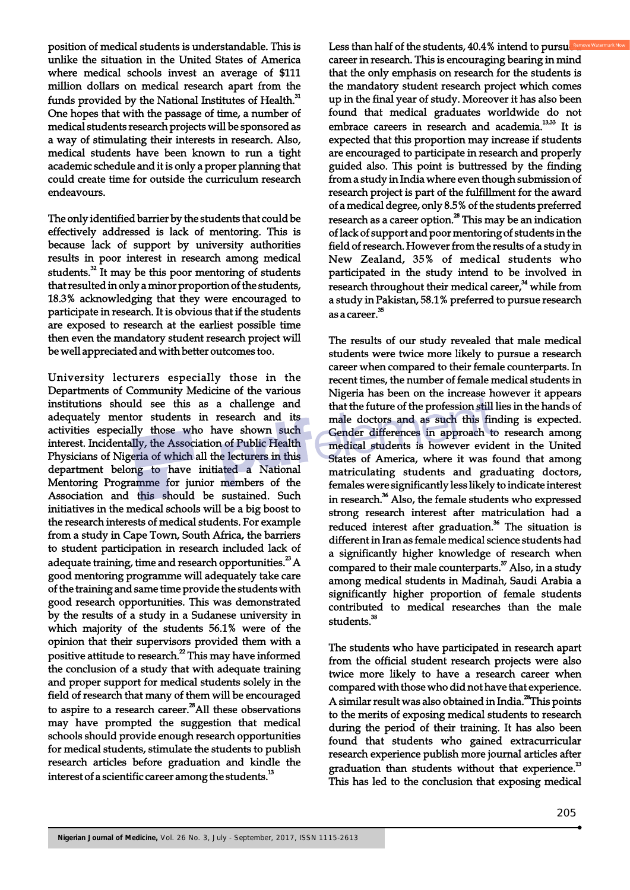position of medical students is understandable. This is unlike the situation in the United States of America where medical schools invest an average of $111 million dollars on medical research apart from the funds provided by the National Institutes of Health.[31] One hopes that with the passage of time, a number of medical students research projects will be sponsored as a way of stimulating their interests in research. Also, medical students have been known to run a tight academic schedule and it is only a proper planning that could create time for outside the curriculum research endeavours.

The only identified barrier by the students that could be effectively addressed is lack of mentoring. This is because lack of support by university authorities results in poor interest in research among medical students.[32] It may be this poor mentoring of students that resulted in only a minor proportion of the students, 18.3% acknowledging that they were encouraged to participate in research. It is obvious that if the students are exposed to research at the earliest possible time then even the mandatory student research project will be well appreciated and with better outcomes too.

University lecturers especially those in the Departments of Community Medicine of the various institutions should see this as a challenge and adequately mentor students in research and its activities especially those who have shown such interest. Incidentally, the Association of Public Health Physicians of Nigeria of which all the lecturers in this department belong to have initiated a National Mentoring Programme for junior members of the Association and this should be sustained. Such initiatives in the medical schools will be a big boost to the research interests of medical students. For example from a study in Cape Town, South Africa, the barriers to student participation in research included lack of adequate training, time and research opportunities.[23] A good mentoring programme will adequately take care of the training and same time provide the students with good research opportunities. This was demonstrated by the results of a study in a Sudanese university in which majority of the students 56.1% were of the opinion that their supervisors provided them with a positive attitude to research.[22] This may have informed the conclusion of a study that with adequate training and proper support for medical students solely in the field of research that many of them will be encouraged to aspire to a research career.[28] All these observations may have prompted the suggestion that medical schools should provide enough research opportunities for medical students, stimulate the students to publish research articles before graduation and kindle the interest of a scientific career among the students.[13]

Less than half of the students, 40.4% intend to pursue a career in research. This is encouraging bearing in mind that the only emphasis on research for the students is the mandatory student research project which comes up in the final year of study. Moreover it has also been found that medical graduates worldwide do not embrace careers in research and academia.[13,33] It is expected that this proportion may increase if students are encouraged to participate in research and properly guided also. This point is buttressed by the finding from a study in India where even though submission of research project is part of the fulfillment for the award of a medical degree, only 8.5% of the students preferred research as a career option.[28] This may be an indication of lack of support and poor mentoring of students in the field of research. However from the results of a study in New Zealand, 35% of medical students who participated in the study intend to be involved in research throughout their medical career,[34] while from a study in Pakistan, 58.1% preferred to pursue research as a career.[35]

The results of our study revealed that male medical students were twice more likely to pursue a research career when compared to their female counterparts. In recent times, the number of female medical students in Nigeria has been on the increase however it appears that the future of the profession still lies in the hands of male doctors and as such this finding is expected. Gender differences in approach to research among medical students is however evident in the United States of America, where it was found that among matriculating students and graduating doctors, females were significantly less likely to indicate interest in research.[36] Also, the female students who expressed strong research interest after matriculation had a reduced interest after graduation.[36] The situation is different in Iran as female medical science students had a significantly higher knowledge of research when compared to their male counterparts.[37] Also, in a study among medical students in Madinah, Saudi Arabia a significantly higher proportion of female students contributed to medical researches than the male students.[38]

The students who have participated in research apart from the official student research projects were also twice more likely to have a research career when compared with those who did not have that experience. A similar result was also obtained in India.[28] This points to the merits of exposing medical students to research during the period of their training. It has also been found that students who gained extracurricular research experience publish more journal articles after graduation than students without that experience.[13] This has led to the conclusion that exposing medical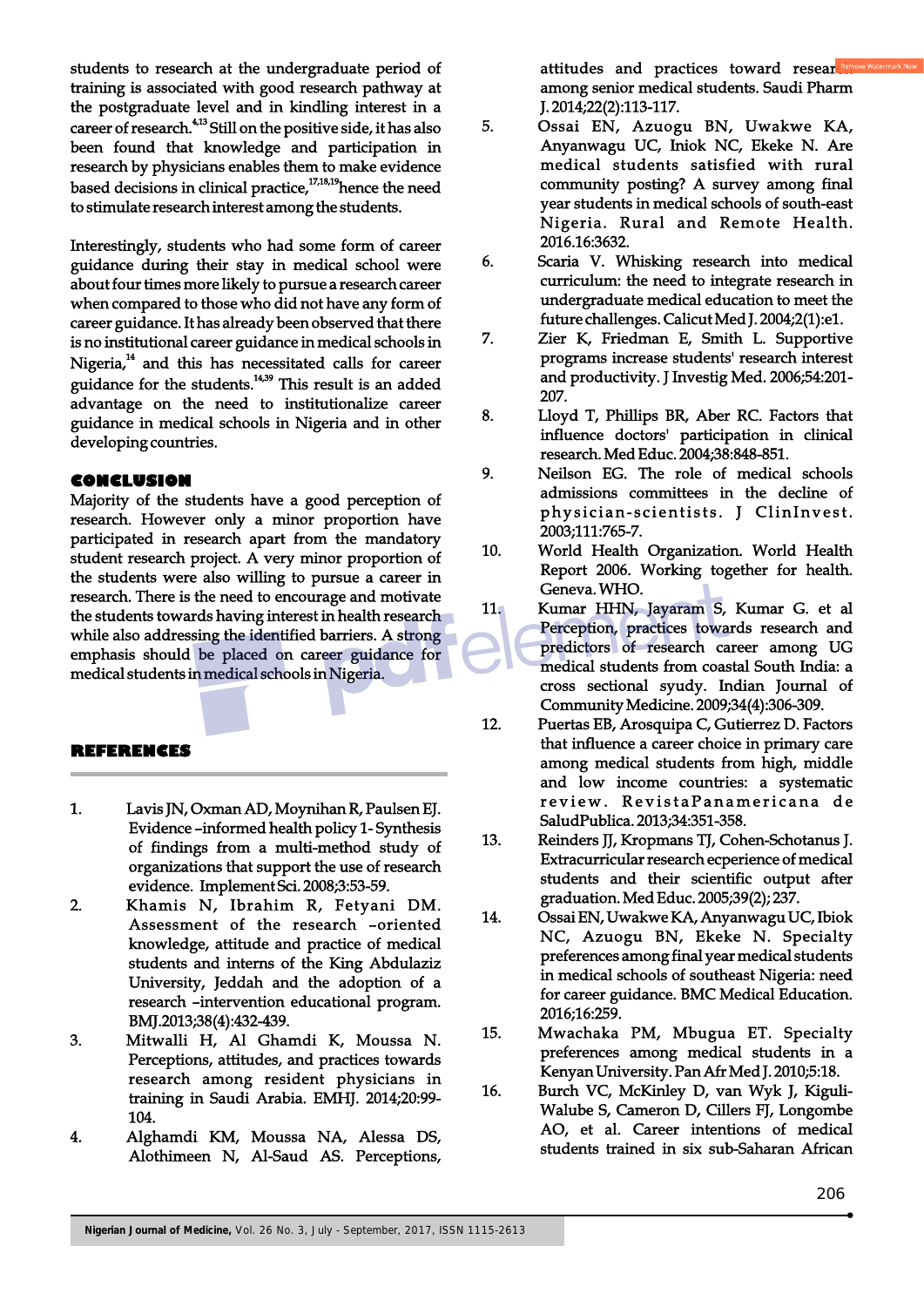students to research at the undergraduate period of training is associated with good research pathway at the postgraduate level and in kindling interest in a career of research.[4,13] Still on the positive side, it has also been found that knowledge and participation in research by physicians enables them to make evidence based decisions in clinical practice,[17,18,19] hence the need to stimulate research interest among the students.

Interestingly, students who had some form of career guidance during their stay in medical school were about four times more likely to pursue a research career when compared to those who did not have any form of career guidance. It has already been observed that there is no institutional career guidance in medical schools in Nigeria,[14] and this has necessitated calls for career guidance for the students.[14,39] This result is an added advantage on the need to institutionalize career guidance in medical schools in Nigeria and in other developing countries.

## CONCLUSION

Majority of the students have a good perception of research. However only a minor proportion have participated in research apart from the mandatory student research project. A very minor proportion of the students were also willing to pursue a career in research. There is the need to encourage and motivate the students towards having interest in health research while also addressing the identified barriers. A strong emphasis should be placed on career guidance for medical students in medical schools in Nigeria.

## REFERENCES

1. Lavis JN, Oxman AD, Moynihan R, Paulsen EJ. Evidence –informed health policy 1- Synthesis of findings from a multi-method study of organizations that support the use of research evidence. Implement Sci. 2008;3:53-59.
2. Khamis N, Ibrahim R, Fetyani DM. Assessment of the research –oriented knowledge, attitude and practice of medical students and interns of the King Abdulaziz University, Jeddah and the adoption of a research –intervention educational program. BMJ.2013;38(4):432-439.
3. Mitwalli H, Al Ghamdi K, Moussa N. Perceptions, attitudes, and practices towards research among resident physicians in training in Saudi Arabia. EMHJ. 2014;20:99-104.
4. Alghamdi KM, Moussa NA, Alessa DS, Alothimeen N, Al-Saud AS. Perceptions, attitudes and practices toward research among senior medical students. Saudi Pharm J. 2014;22(2):113-117.
5. Ossai EN, Azuogu BN, Uwakwe KA, Anyanwagu UC, Inoik NC, Ekeke N. Are medical students satisfied with rural community posting? A survey among final year students in medical schools of south-east Nigeria. Rural and Remote Health. 2016.16:3632.
6. Scaria V. Whisking research into medical curriculum: the need to integrate research in undergraduate medical education to meet the future challenges. Calicut Med J. 2004;2(1):e1.
7. Zier K, Friedman E, Smith L. Supportive programs increase students' research interest and productivity. J Investig Med. 2006;54:201-207.
8. Lloyd T, Phillips BR, Aber RC. Factors that influence doctors' participation in clinical research. Med Educ. 2004;38:848-851.
9. Neilson EG. The role of medical schools admissions committees in the decline of physician-scientists. J ClinInvest. 2003;111:765-7.
10. World Health Organization. World Health Report 2006. Working together for health. Geneva. WHO.
11. Kumar HHN, Jayaram S, Kumar G. et al Perception, practices towards research and predictors of research career among UG medical students from coastal South India: a cross sectional syudy. Indian Journal of Community Medicine. 2009;34(4):306-309.
12. Puertas EB, Arosquipa C, Gutierrez D. Factors that influence a career choice in primary care among medical students from high, middle and low income countries: a systematic review. RevistaPanamericana de SaludPublica. 2013;34:351-358.
13. Reinders JJ, Kropmans TJ, Cohen-Schotanus J. Extracurricular research ecperience of medical students and their scientific output after graduation. Med Educ. 2005;39(2); 237.
14. Ossai EN, Uwakwe KA, Anyanwagu UC, Ibiok NC, Azuogu BN, Ekeke N. Specialty preferences among final year medical students in medical schools of southeast Nigeria: need for career guidance. BMC Medical Education. 2016;16:259.
15. Mwachaka PM, Mbugua ET. Specialty preferences among medical students in a Kenyan University. Pan Afr Med J. 2010;5:18.
16. Burch VC, McKinley D, van Wyk J, Kiguli-Walube S, Cameron D, Cillers FJ, Longombe AO, et al. Career intentions of medical students trained in six sub-Saharan African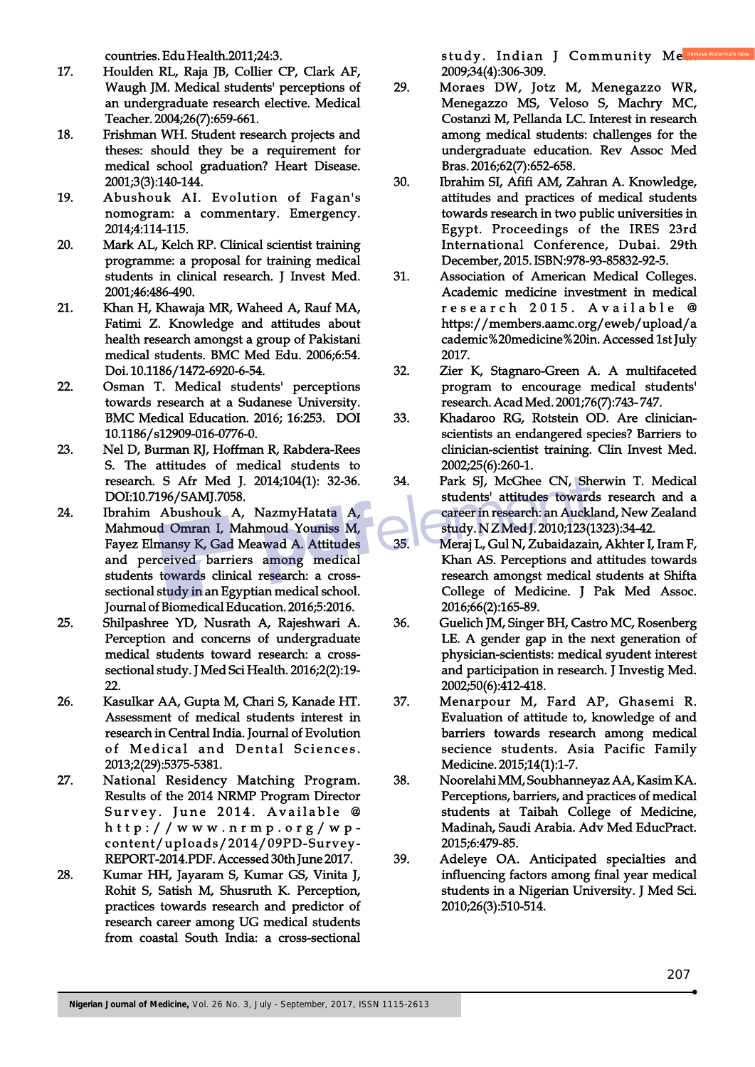countries. Edu Health.2011;24:3.

17. Houlden RL, Raja JB, Collier CP, Clark AF, Waugh JM. Medical students' perceptions of an undergraduate research elective. Medical Teacher. 2004;26(7):659-661.
18. Frishman WH. Student research projects and theses: should they be a requirement for medical school graduation? Heart Disease. 2001;3(3):140-144.
19. Abushouk AI. Evolution of Fagan's nomogram: a commentary. Emergency. 2014;4:114-115.
20. Mark AL, Kelch RP. Clinical scientist training programme: a proposal for training medical students in clinical research. J Invest Med. 2001;46:486-490.
21. Khan H, Khawaja MR, Waheed A, Rauf MA, Fatimi Z. Knowledge and attitudes about health research amongst a group of Pakistani medical students. BMC Med Edu. 2006;6:54. Doi. 10.1186/1472-6920-6-54.
22. Osman T. Medical students' perceptions towards research at a Sudanese University. BMC Medical Education. 2016; 16:253. DOI 10.1186/s12909-016-0776-0.
23. Nel D, Burman RJ, Hoffman R, Rabdera-Rees S. The attitudes of medical students to research. S Afr Med J. 2014;104(1): 32-36. DOI:10.7196/SAMJ.7058.
24. Ibrahim Abushouk A, NazmyHatata A, Mahmoud Omran I, Mahmoud Youniss M, Fayez Elmansy K, Gad Meawad A. Attitudes and perceived barriers among medical students towards clinical research: a cross-sectional study in an Egyptian medical school. Journal of Biomedical Education. 2016;5:2016.
25. Shilpashree YD, Nusrath A, Rajeshwari A. Perception and concerns of undergraduate medical students toward research: a cross-sectional study. J Med Sci Health. 2016;2(2):19-22.
26. Kasulkar AA, Gupta M, Chari S, Kanade HT. Assessment of medical students interest in research in Central India. Journal of Evolution of Medical and Dental Sciences. 2013;2(29):5375-5381.
27. National Residency Matching Program. Results of the 2014 NRMP Program Director Survey. June 2014. Available @ http://www.nrmp.org/wp-content/uploads/2014/09PD-Survey-REPORT-2014.PDF. Accessed 30th June 2017.
28. Kumar HH, Jayaram S, Kumar GS, Vinita J, Rohit S, Satish M, Shusruth K. Perception, practices towards research and predictor of research career among UG medical students from coastal South India: a cross-sectional study. Indian J Community Med. 2009;34(4):306-309.
29. Moraes DW, Jotz M, Menegazzo WR, Menegazzo MS, Veloso S, Machry MC, Costanzi M, Pellanda LC. Interest in research among medical students: challenges for the undergraduate education. Rev Assoc Med Bras. 2016;62(7):652-658.
30. Ibrahim SI, Afifi AM, Zahran A. Knowledge, attitudes and practices of medical students towards research in two public universities in Egypt. Proceedings of the IRES 23rd International Conference, Dubai. 29th December, 2015. ISBN:978-93-85832-92-5.
31. Association of American Medical Colleges. Academic medicine investment in medical research 2015. Available @ https://members.aamc.org/eweb/upload/academic%20medicine%20in. Accessed 1st July 2017.
32. Zier K, Stagnaro-Green A. A multifaceted program to encourage medical students' research. Acad Med. 2001;76(7):743-747.
33. Khadaroo RG, Rotstein OD. Are clinician-scientists an endangered species? Barriers to clinician-scientist training. Clin Invest Med. 2002;25(6):260-1.
34. Park SJ, McGhee CN, Sherwin T. Medical students' attitudes towards research and a career in research: an Auckland, New Zealand study. N Z Med J. 2010;123(1323):34-42.
35. Meraj L, Gul N, Zubaidazain, Akhter I, Iram F, Khan AS. Perceptions and attitudes towards research amongst medical students at Shifta College of Medicine. J Pak Med Assoc. 2016;66(2):165-89.
36. Guelich JM, Singer BH, Castro MC, Rosenberg LE. A gender gap in the next generation of physician-scientists: medical syudent interest and participation in research. J Investig Med. 2002;50(6):412-418.
37. Menarpour M, Fard AP, Ghasemi R. Evaluation of attitude to, knowledge of and barriers towards research among medical secience students. Asia Pacific Family Medicine. 2015;14(1):1-7.
38. Noorelahi MM, Soubhanneyaz AA, Kasim KA. Perceptions, barriers, and practices of medical students at Taibah College of Medicine, Madinah, Saudi Arabia. Adv Med EducPract. 2015;6:479-85.
39. Adeleye OA. Anticipated specialties and influencing factors among final year medical students in a Nigerian University. J Med Sci. 2010;26(3):510-514.